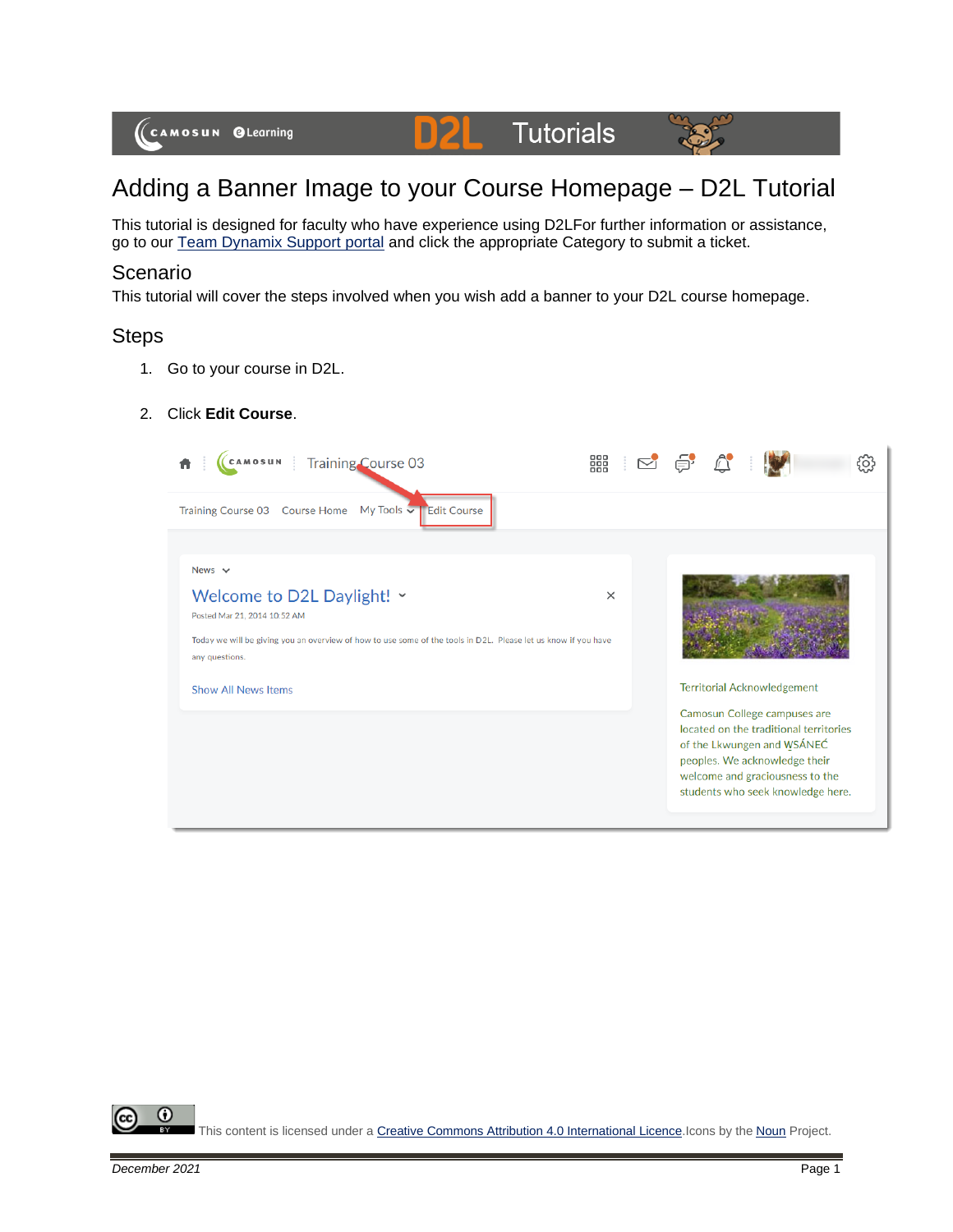# Adding a Banner Image to your Course Homepage – D2L Tutorial

This tutorial is designed for faculty who have experience using D2LFor further information or assistance, go to our Team Dynamix Support portal and click the appropriate Category to submit a ticket.

## Scenario

This tutorial will cover the steps involved when you wish add a banner to your D2L course homepage.

## Steps

1. Go to your course in D2L.
2. Click **Edit Course**.

This content is licensed under a Creative Commons Attribution 4.0 International Licence.Icons by the Noun Project.

*December 2021*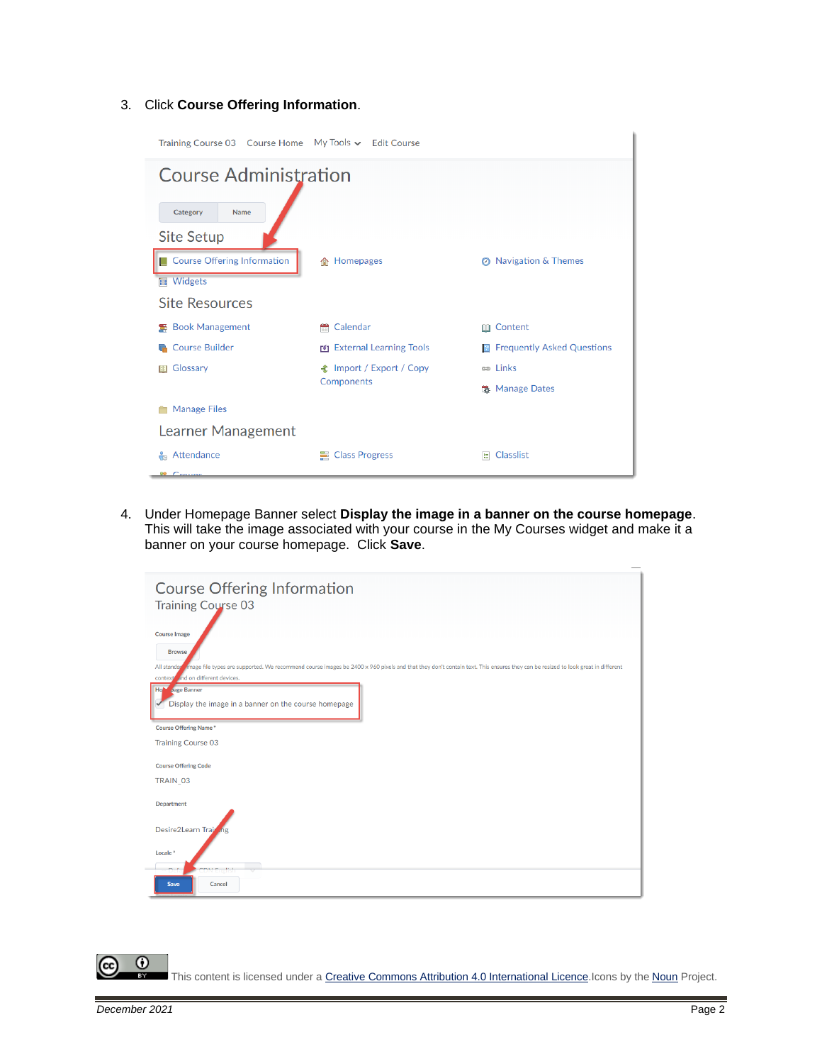3. Click **Course Offering Information**.

4. Under Homepage Banner select **Display the image in a banner on the course homepage**. This will take the image associated with your course in the My Courses widget and make it a banner on your course homepage. Click **Save**.

This content is licensed under a Creative Commons Attribution 4.0 International Licence. Icons by the Noun Project.

*December 2021*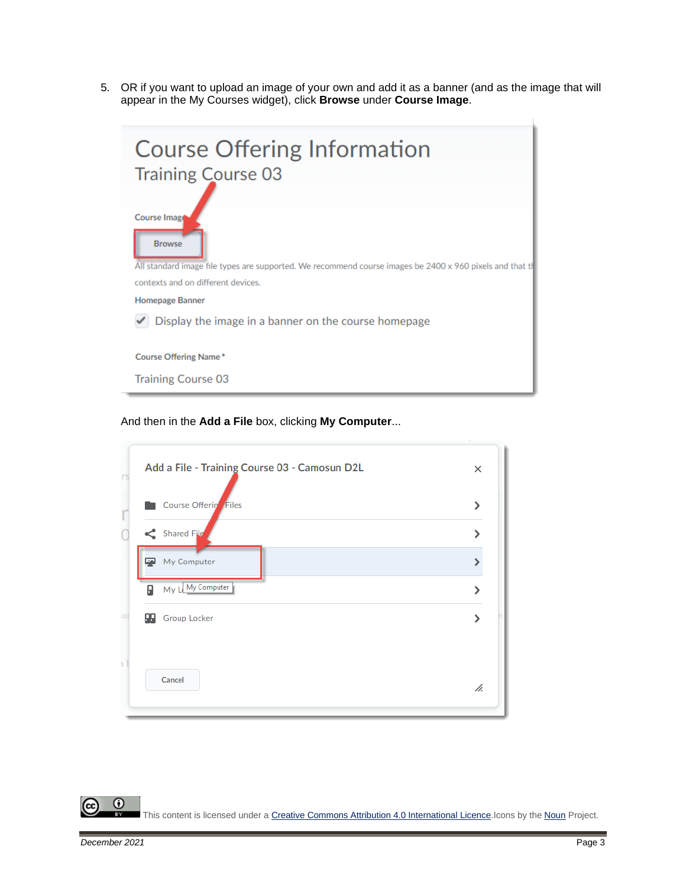5. OR if you want to upload an image of your own and add it as a banner (and as the image that will appear in the My Courses widget), click **Browse** under **Course Image**.

And then in the **Add a File** box, clicking **My Computer**...

This content is licensed under a Creative Commons Attribution 4.0 International Licence. Icons by the Noun Project.

*December 2021*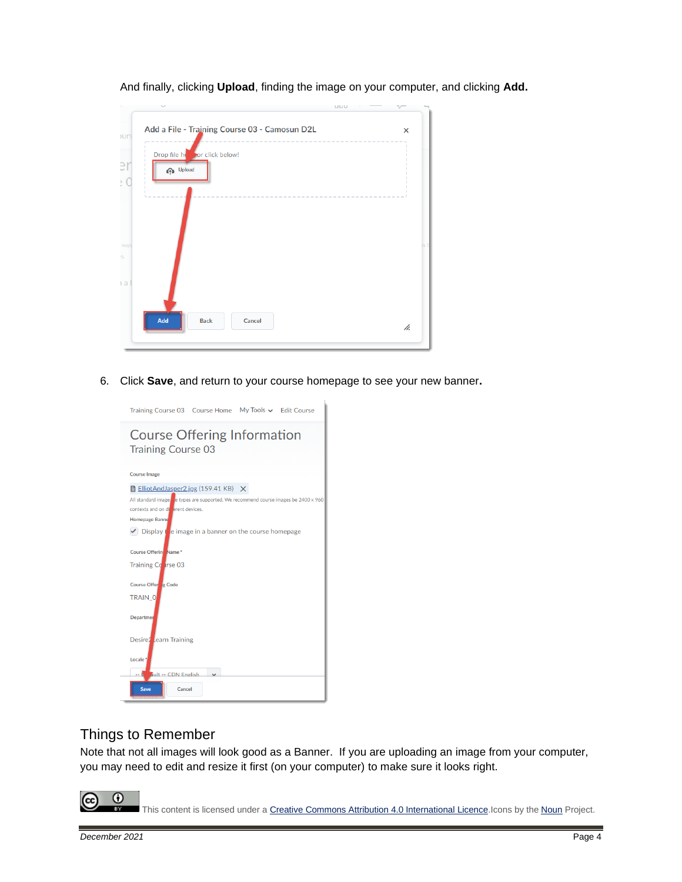And finally, clicking **Upload**, finding the image on your computer, and clicking **Add.**

6. Click **Save**, and return to your course homepage to see your new banner**.**

## Things to Remember

Note that not all images will look good as a Banner. If you are uploading an image from your computer, you may need to edit and resize it first (on your computer) to make sure it looks right.

This content is licensed under a Creative Commons Attribution 4.0 International Licence.Icons by the Noun Project.

*December 2021*